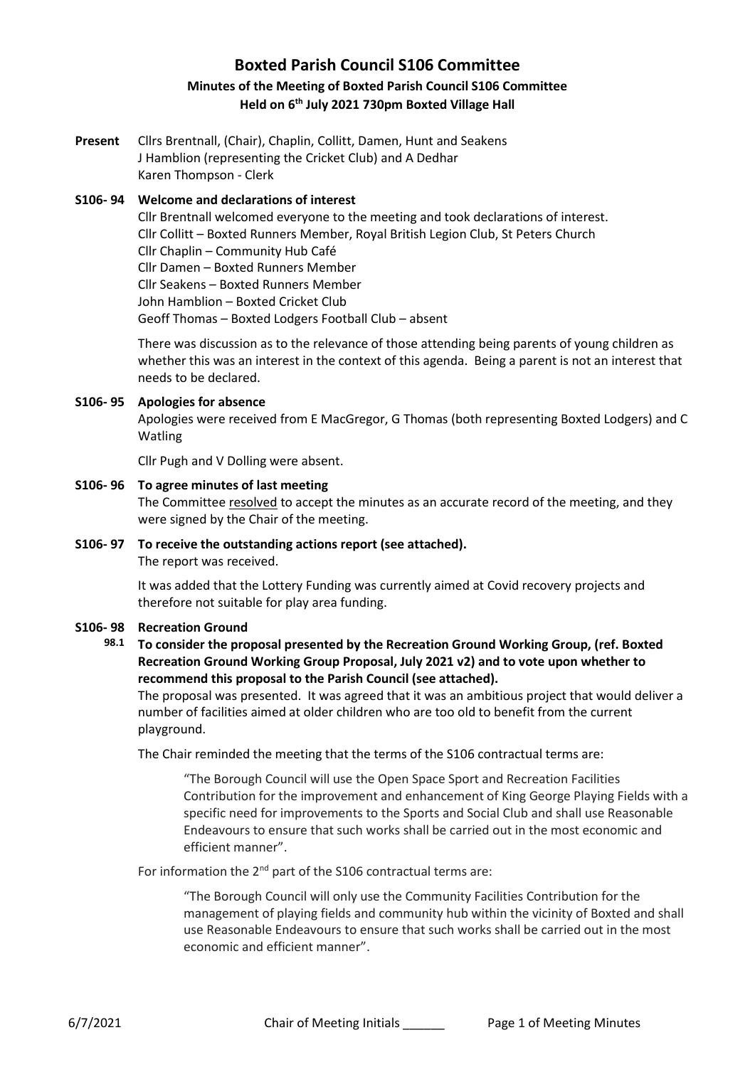# Boxted Parish Council S106 Committee

## Minutes of the Meeting of Boxted Parish Council S106 Committee

### Held on 6th July 2021 730pm Boxted Village Hall

**Present** Cllrs Brentnall, (Chair), Chaplin, Collitt, Damen, Hunt and Seakens
J Hamblion (representing the Cricket Club) and A Dedhar
Karen Thompson - Clerk

**S106- 94 Welcome and declarations of interest**

Cllr Brentnall welcomed everyone to the meeting and took declarations of interest.
Cllr Collitt – Boxted Runners Member, Royal British Legion Club, St Peters Church
Cllr Chaplin – Community Hub Café
Cllr Damen – Boxted Runners Member
Cllr Seakens – Boxted Runners Member
John Hamblion – Boxted Cricket Club
Geoff Thomas – Boxted Lodgers Football Club – absent

There was discussion as to the relevance of those attending being parents of young children as whether this was an interest in the context of this agenda. Being a parent is not an interest that needs to be declared.

**S106- 95 Apologies for absence**

Apologies were received from E MacGregor, G Thomas (both representing Boxted Lodgers) and C Watling

Cllr Pugh and V Dolling were absent.

**S106- 96 To agree minutes of last meeting**

The Committee resolved to accept the minutes as an accurate record of the meeting, and they were signed by the Chair of the meeting.

**S106- 97 To receive the outstanding actions report (see attached).**

The report was received.

It was added that the Lottery Funding was currently aimed at Covid recovery projects and therefore not suitable for play area funding.

**S106- 98 Recreation Ground**

**98.1 To consider the proposal presented by the Recreation Ground Working Group, (ref. Boxted Recreation Ground Working Group Proposal, July 2021 v2) and to vote upon whether to recommend this proposal to the Parish Council (see attached).**

The proposal was presented. It was agreed that it was an ambitious project that would deliver a number of facilities aimed at older children who are too old to benefit from the current playground.

The Chair reminded the meeting that the terms of the S106 contractual terms are:

> "The Borough Council will use the Open Space Sport and Recreation Facilities Contribution for the improvement and enhancement of King George Playing Fields with a specific need for improvements to the Sports and Social Club and shall use Reasonable Endeavours to ensure that such works shall be carried out in the most economic and efficient manner".

For information the 2nd part of the S106 contractual terms are:

> "The Borough Council will only use the Community Facilities Contribution for the management of playing fields and community hub within the vicinity of Boxted and shall use Reasonable Endeavours to ensure that such works shall be carried out in the most economic and efficient manner".

6/7/2021 Chair of Meeting Initials ______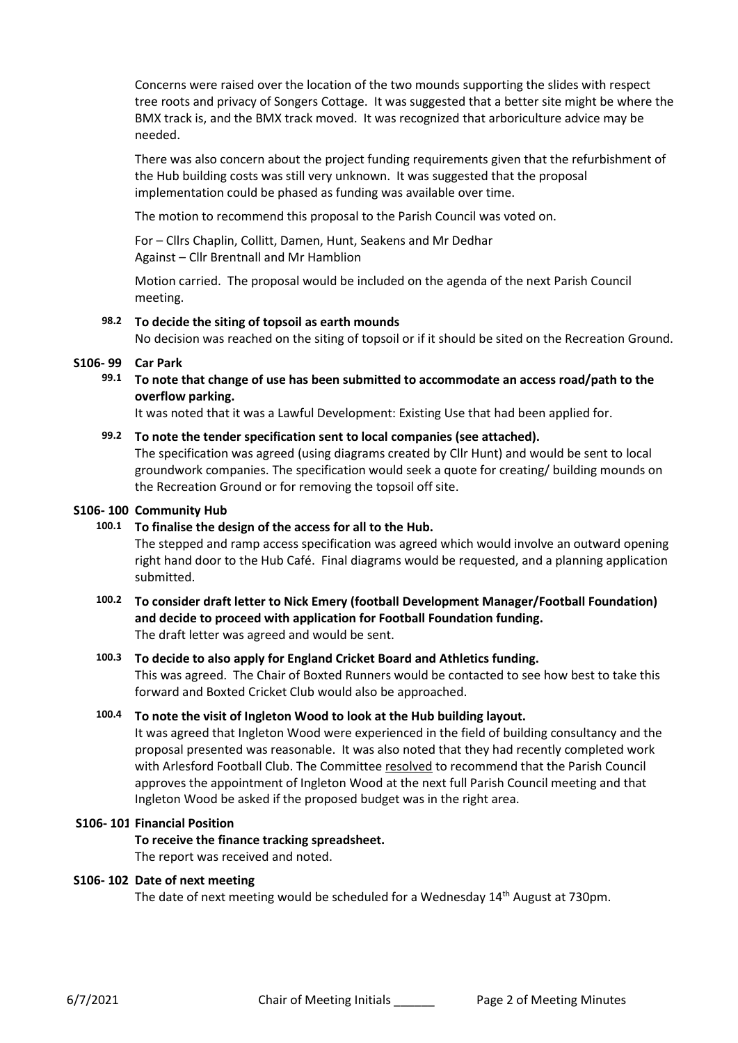Concerns were raised over the location of the two mounds supporting the slides with respect tree roots and privacy of Songers Cottage. It was suggested that a better site might be where the BMX track is, and the BMX track moved. It was recognized that arboriculture advice may be needed.

There was also concern about the project funding requirements given that the refurbishment of the Hub building costs was still very unknown. It was suggested that the proposal implementation could be phased as funding was available over time.

The motion to recommend this proposal to the Parish Council was voted on.

For – Cllrs Chaplin, Collitt, Damen, Hunt, Seakens and Mr Dedhar
Against – Cllr Brentnall and Mr Hamblion

Motion carried. The proposal would be included on the agenda of the next Parish Council meeting.

**98.2 To decide the siting of topsoil as earth mounds**

No decision was reached on the siting of topsoil or if it should be sited on the Recreation Ground.

**S106- 99 Car Park**

**99.1 To note that change of use has been submitted to accommodate an access road/path to the overflow parking.**

It was noted that it was a Lawful Development: Existing Use that had been applied for.

**99.2 To note the tender specification sent to local companies (see attached).**

The specification was agreed (using diagrams created by Cllr Hunt) and would be sent to local groundwork companies. The specification would seek a quote for creating/ building mounds on the Recreation Ground or for removing the topsoil off site.

**S106- 100 Community Hub**

**100.1 To finalise the design of the access for all to the Hub.**

The stepped and ramp access specification was agreed which would involve an outward opening right hand door to the Hub Café. Final diagrams would be requested, and a planning application submitted.

**100.2 To consider draft letter to Nick Emery (football Development Manager/Football Foundation) and decide to proceed with application for Football Foundation funding.**

The draft letter was agreed and would be sent.

**100.3 To decide to also apply for England Cricket Board and Athletics funding.**

This was agreed. The Chair of Boxted Runners would be contacted to see how best to take this forward and Boxted Cricket Club would also be approached.

**100.4 To note the visit of Ingleton Wood to look at the Hub building layout.**

It was agreed that Ingleton Wood were experienced in the field of building consultancy and the proposal presented was reasonable. It was also noted that they had recently completed work with Arlesford Football Club. The Committee resolved to recommend that the Parish Council approves the appointment of Ingleton Wood at the next full Parish Council meeting and that Ingleton Wood be asked if the proposed budget was in the right area.

**S106- 101 Financial Position**

**To receive the finance tracking spreadsheet.**

The report was received and noted.

**S106- 102 Date of next meeting**

The date of next meeting would be scheduled for a Wednesday 14th August at 730pm.

6/7/2021 Chair of Meeting Initials ______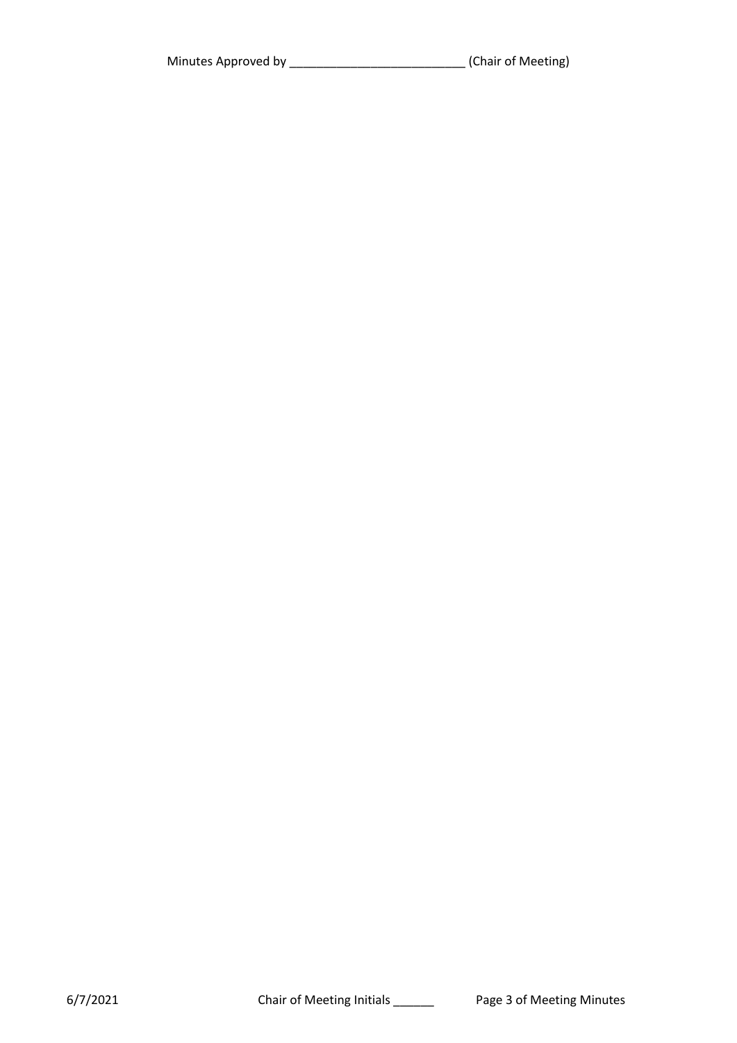Minutes Approved by __________________________ (Chair of Meeting)